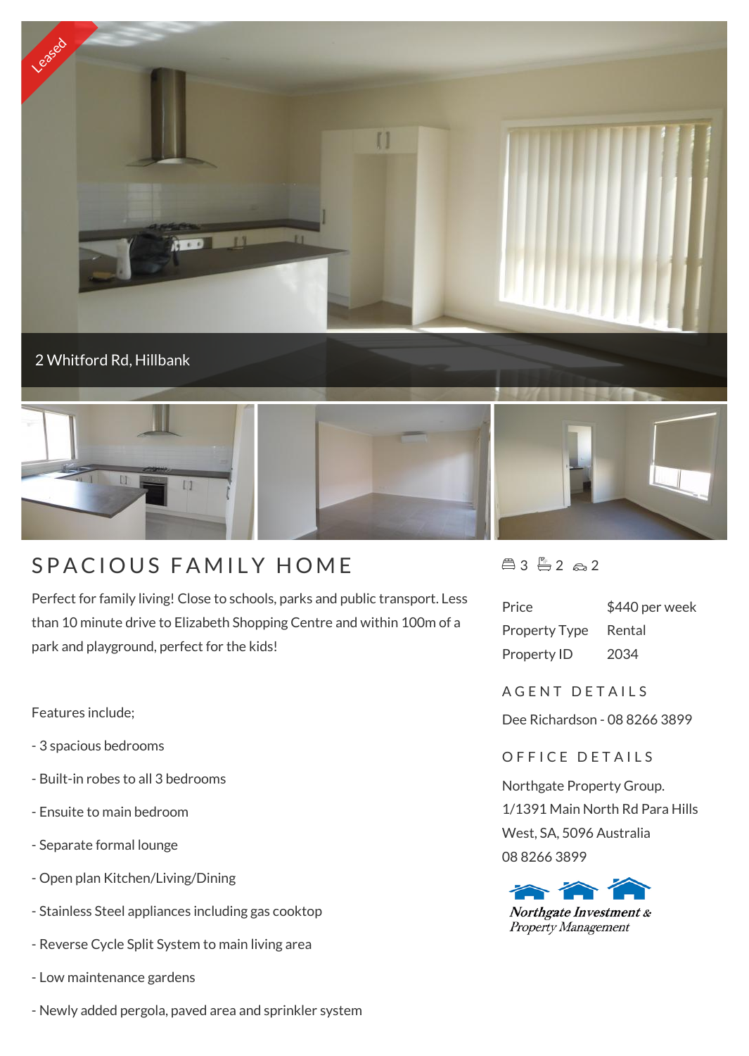Leased

2 Whitford Rd, Hillbank

# SPACIOUS FAMILY HOME

3 2 2

Perfect for family living! Close to schools, parks and public transport. Less than 10 minute drive to Elizabeth Shopping Centre and within 100m of a park and playground, perfect for the kids!

Features include;

- 3 spacious bedrooms
- Built-in robes to all 3 bedrooms
- Ensuite to main bedroom
- Separate formal lounge
- Open plan Kitchen/Living/Dining
- Stainless Steel appliances including gas cooktop
- Reverse Cycle Split System to main living area
- Low maintenance gardens
- Newly added pergola, paved area and sprinkler system

| | |
|---|---|
| Price | $440 per week |
| Property Type | Rental |
| Property ID | 2034 |

## AGENT DETAILS

Dee Richardson - 08 8266 3899

## OFFICE DETAILS

Northgate Property Group.
1/1391 Main North Rd Para Hills West, SA, 5096 Australia
08 8266 3899

*Northgate Investment & Property Management*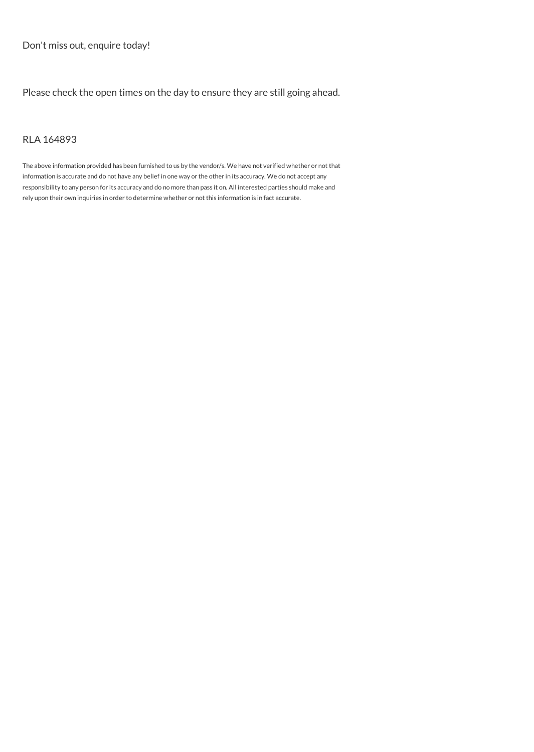Don't miss out, enquire today!

Please check the open times on the day to ensure they are still going ahead.

RLA 164893

The above information provided has been furnished to us by the vendor/s. We have not verified whether or not that information is accurate and do not have any belief in one way or the other in its accuracy. We do not accept any responsibility to any person for its accuracy and do no more than pass it on. All interested parties should make and rely upon their own inquiries in order to determine whether or not this information is in fact accurate.